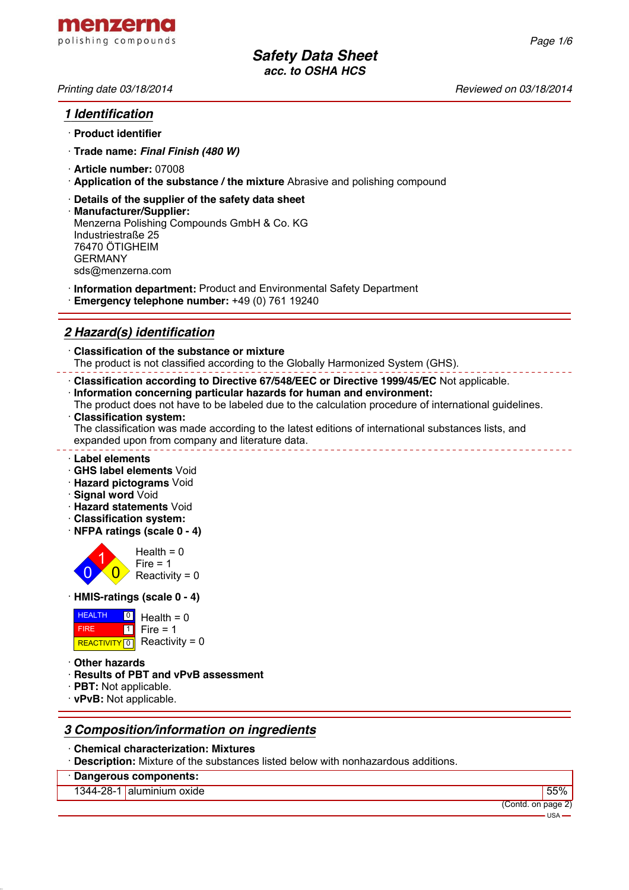menzerna
polishing compounds

# Safety Data Sheet
acc. to OSHA HCS

Printing date 03/18/2014 | Reviewed on 03/18/2014

## 1 Identification

· **Product identifier**

· **Trade name:** ***Final Finish (480 W)***

· **Article number:** 07008

· **Application of the substance / the mixture** Abrasive and polishing compound

· **Details of the supplier of the safety data sheet**

· **Manufacturer/Supplier:**
Menzerna Polishing Compounds GmbH & Co. KG
Industriestraße 25
76470 ÖTIGHEIM
GERMANY
sds@menzerna.com

· **Information department:** Product and Environmental Safety Department

· **Emergency telephone number:** +49 (0) 761 19240

## 2 Hazard(s) identification

· **Classification of the substance or mixture**
The product is not classified according to the Globally Harmonized System (GHS).

· **Classification according to Directive 67/548/EEC or Directive 1999/45/EC** Not applicable.

· **Information concerning particular hazards for human and environment:**
The product does not have to be labeled due to the calculation procedure of international guidelines.

· **Classification system:**
The classification was made according to the latest editions of international substances lists, and expanded upon from company and literature data.

· **Label elements**

· **GHS label elements** Void

· **Hazard pictograms** Void

· **Signal word** Void

· **Hazard statements** Void

· **Classification system:**

· **NFPA ratings (scale 0 - 4)**

Health = 0
Fire = 1
Reactivity = 0

· **HMIS-ratings (scale 0 - 4)**

| | | |
|---|---|---|
| HEALTH | 0 | Health = 0 |
| FIRE | 1 | Fire = 1 |
| REACTIVITY | 0 | Reactivity = 0 |

· **Other hazards**

· **Results of PBT and vPvB assessment**

· **PBT:** Not applicable.

· **vPvB:** Not applicable.

## 3 Composition/information on ingredients

· **Chemical characterization: Mixtures**

· **Description:** Mixture of the substances listed below with nonhazardous additions.

| · **Dangerous components:** | | |
|---|---|---|
| 1344-28-1 | aluminium oxide | 55% |

(Contd. on page 2)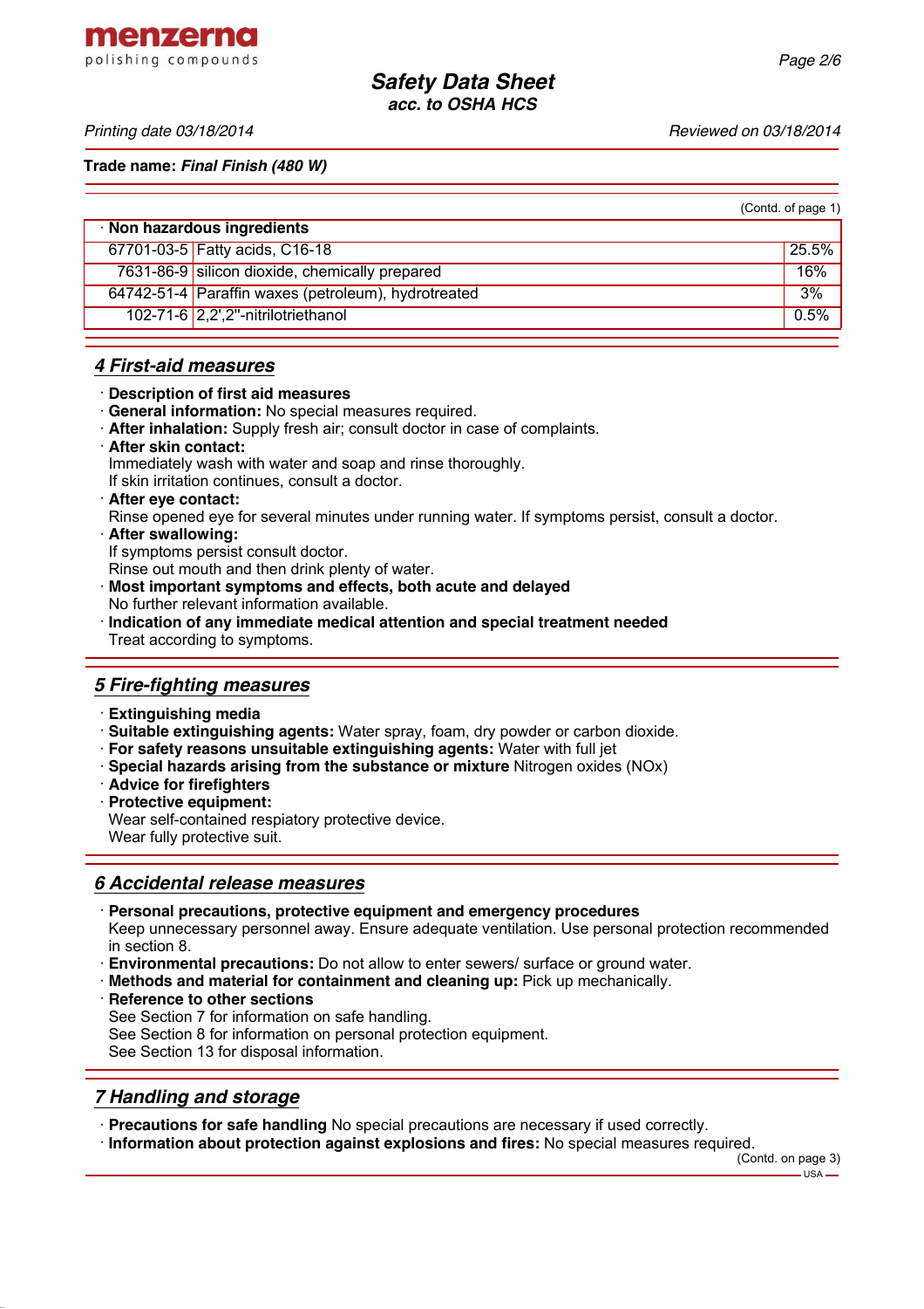**Trade name: *Final Finish (480 W)***

(Contd. of page 1)

| · Non hazardous ingredients | | |
|---|---|---|
| 67701-03-5 | Fatty acids, C16-18 | 25.5% |
| 7631-86-9 | silicon dioxide, chemically prepared | 16% |
| 64742-51-4 | Paraffin waxes (petroleum), hydrotreated | 3% |
| 102-71-6 | 2,2',2''-nitrilotriethanol | 0.5% |

## 4 First-aid measures

- **Description of first aid measures**
- **General information:** No special measures required.
- **After inhalation:** Supply fresh air; consult doctor in case of complaints.
- **After skin contact:**
  Immediately wash with water and soap and rinse thoroughly.
  If skin irritation continues, consult a doctor.
- **After eye contact:**
  Rinse opened eye for several minutes under running water. If symptoms persist, consult a doctor.
- **After swallowing:**
  If symptoms persist consult doctor.
  Rinse out mouth and then drink plenty of water.
- **Most important symptoms and effects, both acute and delayed**
  No further relevant information available.
- **Indication of any immediate medical attention and special treatment needed**
  Treat according to symptoms.

## 5 Fire-fighting measures

- **Extinguishing media**
- **Suitable extinguishing agents:** Water spray, foam, dry powder or carbon dioxide.
- **For safety reasons unsuitable extinguishing agents:** Water with full jet
- **Special hazards arising from the substance or mixture** Nitrogen oxides (NOx)
- **Advice for firefighters**
- **Protective equipment:**
  Wear self-contained respiatory protective device.
  Wear fully protective suit.

## 6 Accidental release measures

- **Personal precautions, protective equipment and emergency procedures**
  Keep unnecessary personnel away. Ensure adequate ventilation. Use personal protection recommended in section 8.
- **Environmental precautions:** Do not allow to enter sewers/ surface or ground water.
- **Methods and material for containment and cleaning up:** Pick up mechanically.
- **Reference to other sections**
  See Section 7 for information on safe handling.
  See Section 8 for information on personal protection equipment.
  See Section 13 for disposal information.

## 7 Handling and storage

- **Precautions for safe handling** No special precautions are necessary if used correctly.
- **Information about protection against explosions and fires:** No special measures required.

(Contd. on page 3)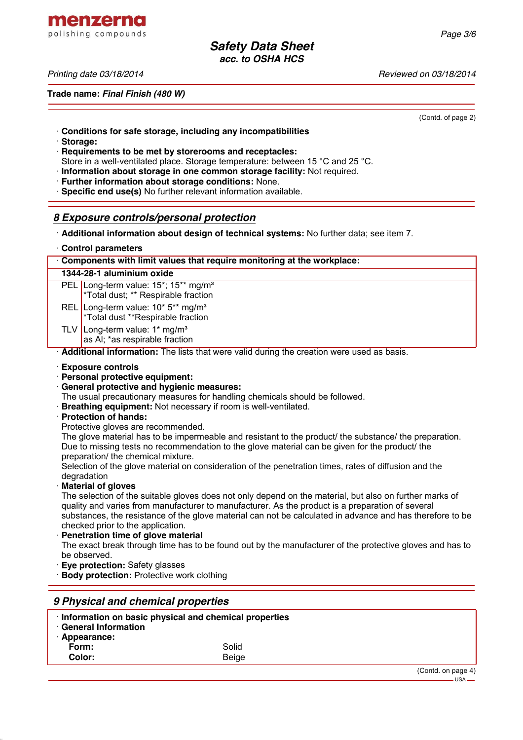(Contd. of page 2)

· **Conditions for safe storage, including any incompatibilities**
· **Storage:**
· **Requirements to be met by storerooms and receptacles:**
Store in a well-ventilated place. Storage temperature: between 15 °C and 25 °C.
· **Information about storage in one common storage facility:** Not required.
· **Further information about storage conditions:** None.
· **Specific end use(s)** No further relevant information available.

## *8 Exposure controls/personal protection*

· **Additional information about design of technical systems:** No further data; see item 7.

· **Control parameters**

| · **Components with limit values that require monitoring at the workplace:** | |
|---|---|
| **1344-28-1 aluminium oxide** | |
| PEL | Long-term value: 15*; 15** mg/m³<br>*Total dust; ** Respirable fraction |
| REL | Long-term value: 10* 5** mg/m³<br>*Total dust **Respirable fraction |
| TLV | Long-term value: 1* mg/m³<br>as Al; *as respirable fraction |

· **Additional information:** The lists that were valid during the creation were used as basis.

· **Exposure controls**
· **Personal protective equipment:**
· **General protective and hygienic measures:**
The usual precautionary measures for handling chemicals should be followed.
· **Breathing equipment:** Not necessary if room is well-ventilated.
· **Protection of hands:**
Protective gloves are recommended.
The glove material has to be impermeable and resistant to the product/ the substance/ the preparation.
Due to missing tests no recommendation to the glove material can be given for the product/ the preparation/ the chemical mixture.
Selection of the glove material on consideration of the penetration times, rates of diffusion and the degradation
· **Material of gloves**
The selection of the suitable gloves does not only depend on the material, but also on further marks of quality and varies from manufacturer to manufacturer. As the product is a preparation of several substances, the resistance of the glove material can not be calculated in advance and has therefore to be checked prior to the application.
· **Penetration time of glove material**
The exact break through time has to be found out by the manufacturer of the protective gloves and has to be observed.
· **Eye protection:** Safety glasses
· **Body protection:** Protective work clothing

## *9 Physical and chemical properties*

· **Information on basic physical and chemical properties**
· **General Information**
· **Appearance:**

| | |
|---|---|
| **Form:** | Solid |
| **Color:** | Beige |

(Contd. on page 4)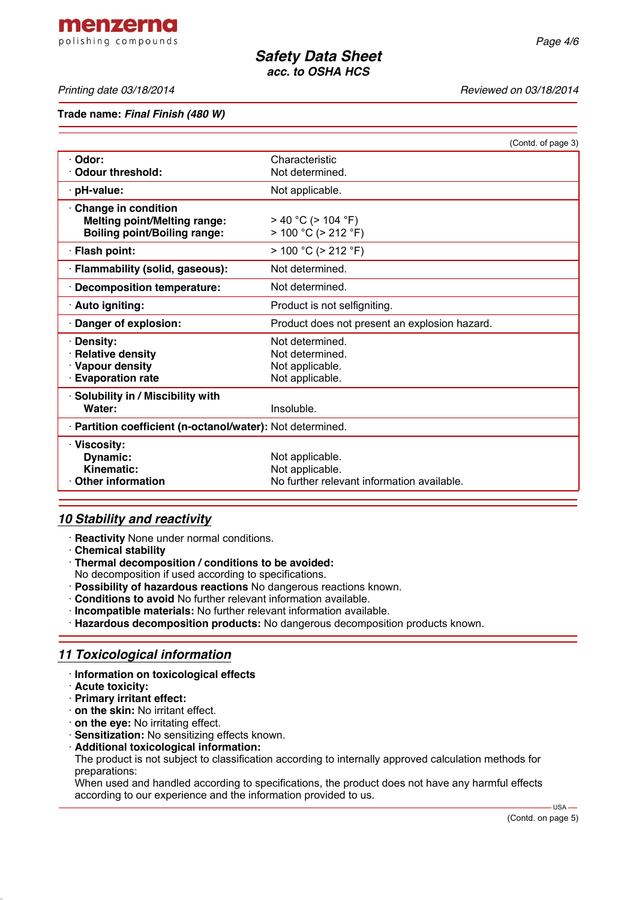**Trade name:** ***Final Finish (480 W)***

(Contd. of page 3)

| Property | Value |
|---|---|
| · **Odor:** | Characteristic |
| · **Odour threshold:** | Not determined. |
| · **pH-value:** | Not applicable. |
| · **Change in condition** | |
| **Melting point/Melting range:** | > 40 °C (> 104 °F) |
| **Boiling point/Boiling range:** | > 100 °C (> 212 °F) |
| · **Flash point:** | > 100 °C (> 212 °F) |
| · **Flammability (solid, gaseous):** | Not determined. |
| · **Decomposition temperature:** | Not determined. |
| · **Auto igniting:** | Product is not selfigniting. |
| · **Danger of explosion:** | Product does not present an explosion hazard. |
| · **Density:** | Not determined. |
| · **Relative density** | Not determined. |
| · **Vapour density** | Not applicable. |
| · **Evaporation rate** | Not applicable. |
| · **Solubility in / Miscibility with** | |
| **Water:** | Insoluble. |
| · **Partition coefficient (n-octanol/water):** | Not determined. |
| · **Viscosity:** | |
| **Dynamic:** | Not applicable. |
| **Kinematic:** | Not applicable. |
| · **Other information** | No further relevant information available. |

## 10 Stability and reactivity

· **Reactivity** None under normal conditions.
· **Chemical stability**
· **Thermal decomposition / conditions to be avoided:**
No decomposition if used according to specifications.
· **Possibility of hazardous reactions** No dangerous reactions known.
· **Conditions to avoid** No further relevant information available.
· **Incompatible materials:** No further relevant information available.
· **Hazardous decomposition products:** No dangerous decomposition products known.

## 11 Toxicological information

· **Information on toxicological effects**
· **Acute toxicity:**
· **Primary irritant effect:**
· **on the skin:** No irritant effect.
· **on the eye:** No irritating effect.
· **Sensitization:** No sensitizing effects known.
· **Additional toxicological information:**
The product is not subject to classification according to internally approved calculation methods for preparations:
When used and handled according to specifications, the product does not have any harmful effects according to our experience and the information provided to us.

(Contd. on page 5)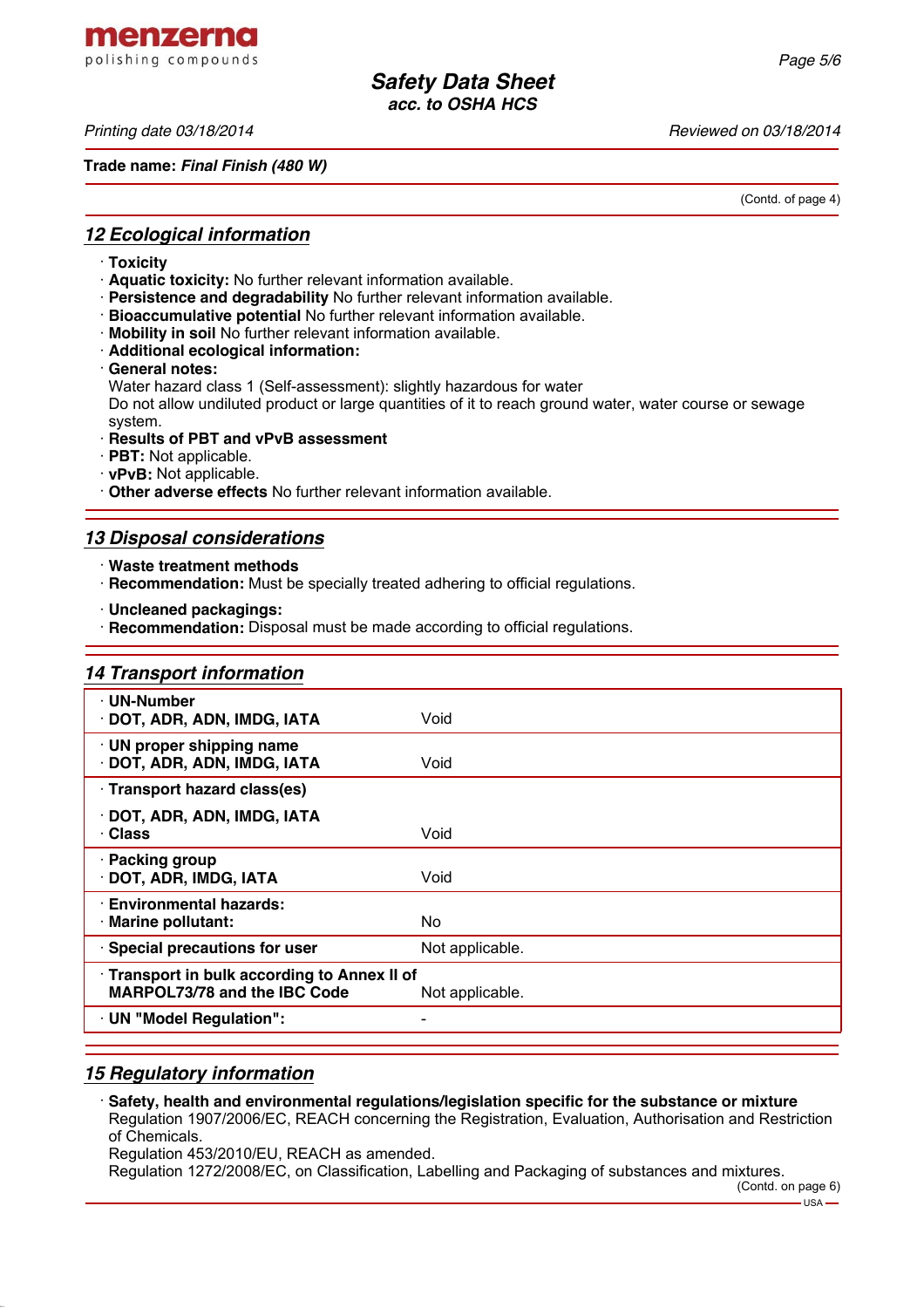Trade name: ***Final Finish (480 W)***

(Contd. of page 4)

## 12 Ecological information

- **Toxicity**
- **Aquatic toxicity:** No further relevant information available.
- **Persistence and degradability** No further relevant information available.
- **Bioaccumulative potential** No further relevant information available.
- **Mobility in soil** No further relevant information available.
- **Additional ecological information:**
- **General notes:**
  Water hazard class 1 (Self-assessment): slightly hazardous for water
  Do not allow undiluted product or large quantities of it to reach ground water, water course or sewage system.
- **Results of PBT and vPvB assessment**
- **PBT:** Not applicable.
- **vPvB:** Not applicable.
- **Other adverse effects** No further relevant information available.

## 13 Disposal considerations

- **Waste treatment methods**
- **Recommendation:** Must be specially treated adhering to official regulations.

- **Uncleaned packagings:**
- **Recommendation:** Disposal must be made according to official regulations.

## 14 Transport information

| | |
|---|---|
| **UN-Number**<br>**DOT, ADR, ADN, IMDG, IATA** | Void |
| **UN proper shipping name**<br>**DOT, ADR, ADN, IMDG, IATA** | Void |
| **Transport hazard class(es)**<br>**DOT, ADR, ADN, IMDG, IATA**<br>**Class** | Void |
| **Packing group**<br>**DOT, ADR, IMDG, IATA** | Void |
| **Environmental hazards:**<br>**Marine pollutant:** | No |
| **Special precautions for user** | Not applicable. |
| **Transport in bulk according to Annex II of MARPOL73/78 and the IBC Code** | Not applicable. |
| **UN "Model Regulation":** | - |

## 15 Regulatory information

- **Safety, health and environmental regulations/legislation specific for the substance or mixture**
  Regulation 1907/2006/EC, REACH concerning the Registration, Evaluation, Authorisation and Restriction of Chemicals.
  Regulation 453/2010/EU, REACH as amended.
  Regulation 1272/2008/EC, on Classification, Labelling and Packaging of substances and mixtures.

(Contd. on page 6)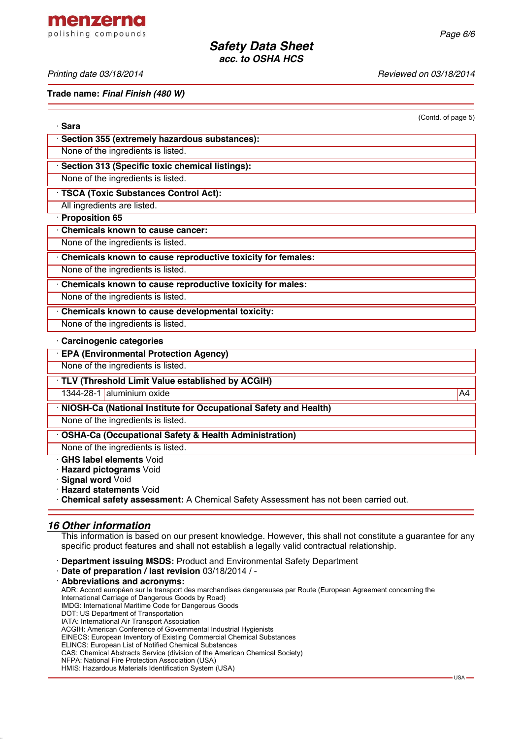**Trade name: *Final Finish (480 W)***

(Contd. of page 5)

· **Sara**

· **Section 355 (extremely hazardous substances):**

None of the ingredients is listed.

· **Section 313 (Specific toxic chemical listings):**

None of the ingredients is listed.

· **TSCA (Toxic Substances Control Act):**

All ingredients are listed.

· **Proposition 65**

· **Chemicals known to cause cancer:**

None of the ingredients is listed.

· **Chemicals known to cause reproductive toxicity for females:**

None of the ingredients is listed.

· **Chemicals known to cause reproductive toxicity for males:**

None of the ingredients is listed.

· **Chemicals known to cause developmental toxicity:**

None of the ingredients is listed.

· **Carcinogenic categories**

· **EPA (Environmental Protection Agency)**

None of the ingredients is listed.

· **TLV (Threshold Limit Value established by ACGIH)**

| | | |
|---|---|---|
| 1344-28-1 | aluminium oxide | A4 |

· **NIOSH-Ca (National Institute for Occupational Safety and Health)**

None of the ingredients is listed.

· **OSHA-Ca (Occupational Safety & Health Administration)**

None of the ingredients is listed.

· **GHS label elements** Void
· **Hazard pictograms** Void
· **Signal word** Void
· **Hazard statements** Void
· **Chemical safety assessment:** A Chemical Safety Assessment has not been carried out.

## *16 Other information*

This information is based on our present knowledge. However, this shall not constitute a guarantee for any specific product features and shall not establish a legally valid contractual relationship.

· **Department issuing MSDS:** Product and Environmental Safety Department
· **Date of preparation / last revision** 03/18/2014 / -
· **Abbreviations and acronyms:**

ADR: Accord européen sur le transport des marchandises dangereuses par Route (European Agreement concerning the International Carriage of Dangerous Goods by Road)
IMDG: International Maritime Code for Dangerous Goods
DOT: US Department of Transportation
IATA: International Air Transport Association
ACGIH: American Conference of Governmental Industrial Hygienists
EINECS: European Inventory of Existing Commercial Chemical Substances
ELINCS: European List of Notified Chemical Substances
CAS: Chemical Abstracts Service (division of the American Chemical Society)
NFPA: National Fire Protection Association (USA)
HMIS: Hazardous Materials Identification System (USA)